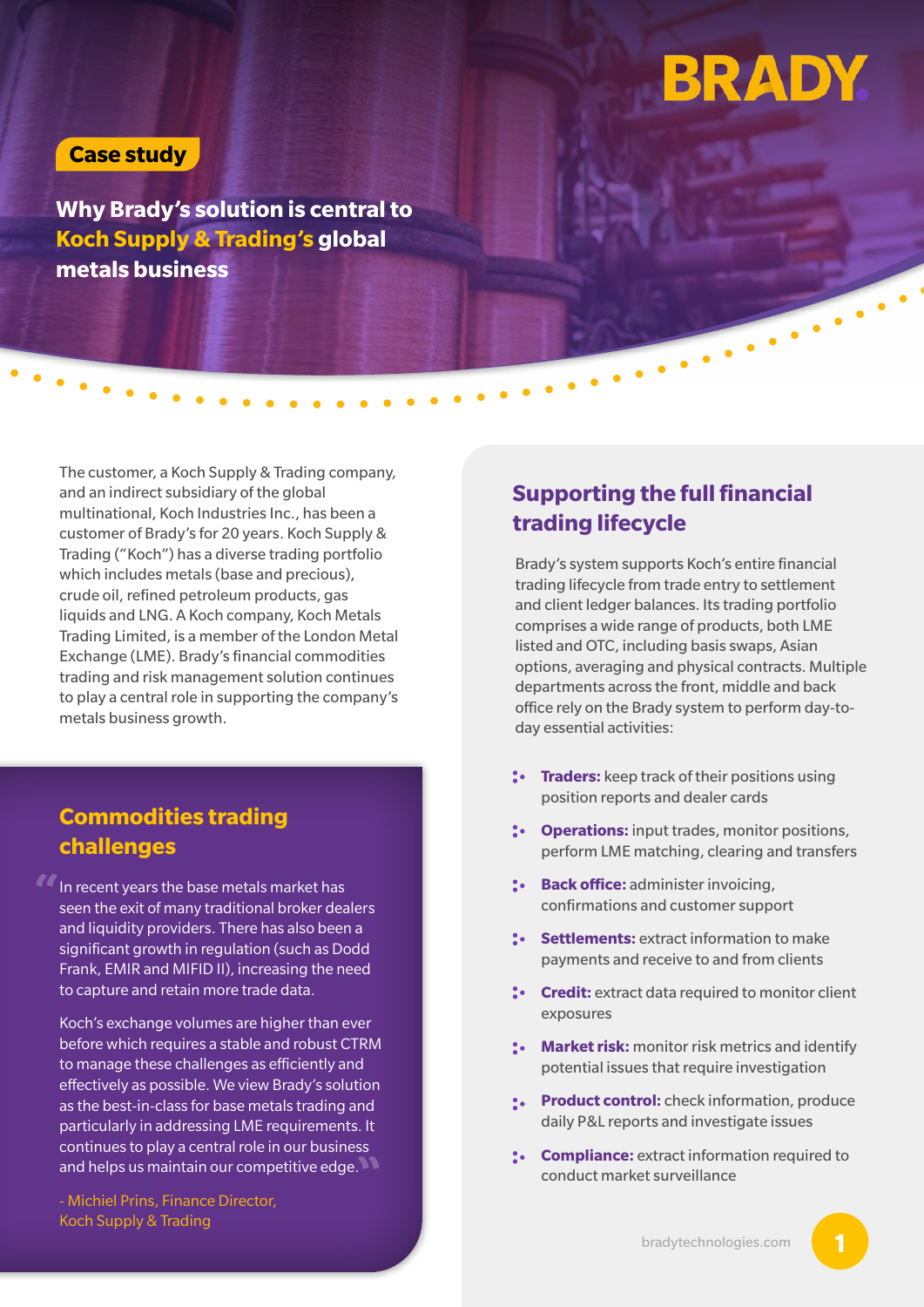BRADY

Case study

# Why Brady's solution is central to Koch Supply & Trading's global metals business

The customer, a Koch Supply & Trading company, and an indirect subsidiary of the global multinational, Koch Industries Inc., has been a customer of Brady's for 20 years. Koch Supply & Trading ("Koch") has a diverse trading portfolio which includes metals (base and precious), crude oil, refined petroleum products, gas liquids and LNG. A Koch company, Koch Metals Trading Limited, is a member of the London Metal Exchange (LME). Brady's financial commodities trading and risk management solution continues to play a central role in supporting the company's metals business growth.

## Commodities trading challenges

"In recent years the base metals market has seen the exit of many traditional broker dealers and liquidity providers. There has also been a significant growth in regulation (such as Dodd Frank, EMIR and MIFID II), increasing the need to capture and retain more trade data.

Koch's exchange volumes are higher than ever before which requires a stable and robust CTRM to manage these challenges as efficiently and effectively as possible. We view Brady's solution as the best-in-class for base metals trading and particularly in addressing LME requirements. It continues to play a central role in our business and helps us maintain our competitive edge."

- Michiel Prins, Finance Director, Koch Supply & Trading

## Supporting the full financial trading lifecycle

Brady's system supports Koch's entire financial trading lifecycle from trade entry to settlement and client ledger balances. Its trading portfolio comprises a wide range of products, both LME listed and OTC, including basis swaps, Asian options, averaging and physical contracts. Multiple departments across the front, middle and back office rely on the Brady system to perform day-to-day essential activities:

- **Traders:** keep track of their positions using position reports and dealer cards
- **Operations:** input trades, monitor positions, perform LME matching, clearing and transfers
- **Back office:** administer invoicing, confirmations and customer support
- **Settlements:** extract information to make payments and receive to and from clients
- **Credit:** extract data required to monitor client exposures
- **Market risk:** monitor risk metrics and identify potential issues that require investigation
- **Product control:** check information, produce daily P&L reports and investigate issues
- **Compliance:** extract information required to conduct market surveillance

bradytechnologies.com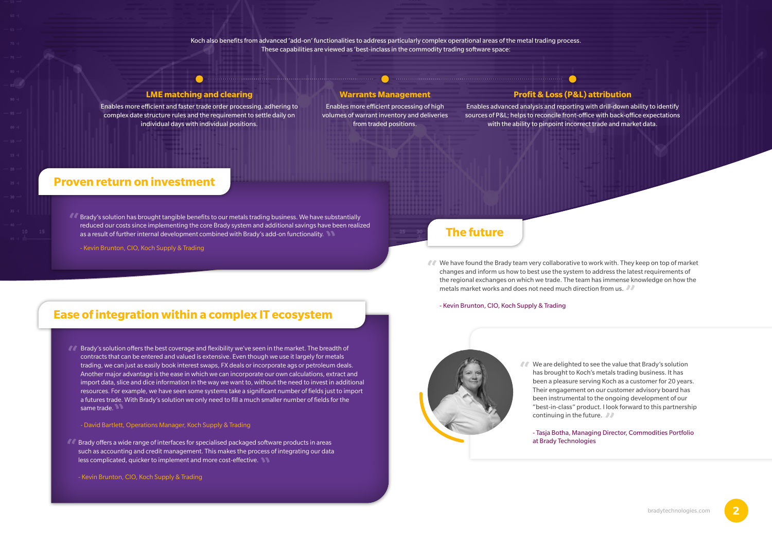Koch also benefits from advanced 'add-on' functionalities to address particularly complex operational areas of the metal trading process. These capabilities are viewed as 'best-inclass in the commodity trading software space:

### LME matching and clearing

Enables more efficient and faster trade order processing, adhering to complex date structure rules and the requirement to settle daily on individual days with individual positions.

### Warrants Management

Enables more efficient processing of high volumes of warrant inventory and deliveries from traded positions.

### Profit & Loss (P&L) attribution

Enables advanced analysis and reporting with drill-down ability to identify sources of P&L; helps to reconcile front-office with back-office expectations with the ability to pinpoint incorrect trade and market data.

## Proven return on investment

"Brady's solution has brought tangible benefits to our metals trading business. We have substantially reduced our costs since implementing the core Brady system and additional savings have been realized as a result of further internal development combined with Brady's add-on functionality."

- Kevin Brunton, CIO, Koch Supply & Trading

## Ease of integration within a complex IT ecosystem

"Brady's solution offers the best coverage and flexibility we've seen in the market. The breadth of contracts that can be entered and valued is extensive. Even though we use it largely for metals trading, we can just as easily book interest swaps, FX deals or incorporate ags or petroleum deals. Another major advantage is the ease in which we can incorporate our own calculations, extract and import data, slice and dice information in the way we want to, without the need to invest in additional resources. For example, we have seen some systems take a significant number of fields just to import a futures trade. With Brady's solution we only need to fill a much smaller number of fields for the same trade."

- David Bartlett, Operations Manager, Koch Supply & Trading

"Brady offers a wide range of interfaces for specialised packaged software products in areas such as accounting and credit management. This makes the process of integrating our data less complicated, quicker to implement and more cost-effective."

- Kevin Brunton, CIO, Koch Supply & Trading

## The future

"We have found the Brady team very collaborative to work with. They keep on top of market changes and inform us how to best use the system to address the latest requirements of the regional exchanges on which we trade. The team has immense knowledge on how the metals market works and does not need much direction from us."

- Kevin Brunton, CIO, Koch Supply & Trading

"We are delighted to see the value that Brady's solution has brought to Koch's metals trading business. It has been a pleasure serving Koch as a customer for 20 years. Their engagement on our customer advisory board has been instrumental to the ongoing development of our "best-in-class" product. I look forward to this partnership continuing in the future."

- Tasja Botha, Managing Director, Commodities Portfolio at Brady Technologies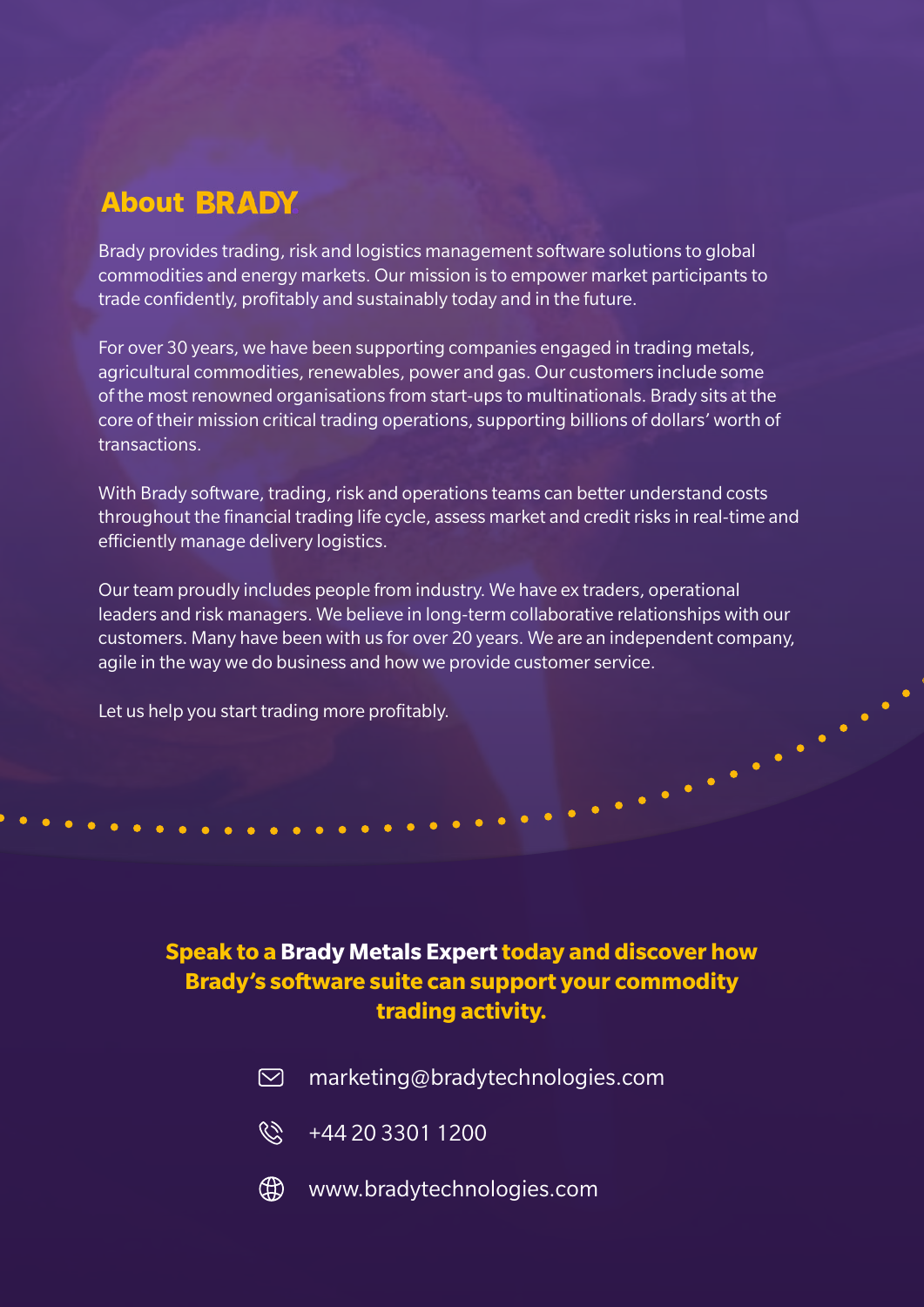## About BRADY

Brady provides trading, risk and logistics management software solutions to global commodities and energy markets. Our mission is to empower market participants to trade confidently, profitably and sustainably today and in the future.

For over 30 years, we have been supporting companies engaged in trading metals, agricultural commodities, renewables, power and gas. Our customers include some of the most renowned organisations from start-ups to multinationals. Brady sits at the core of their mission critical trading operations, supporting billions of dollars' worth of transactions.

With Brady software, trading, risk and operations teams can better understand costs throughout the financial trading life cycle, assess market and credit risks in real-time and efficiently manage delivery logistics.

Our team proudly includes people from industry. We have ex traders, operational leaders and risk managers. We believe in long-term collaborative relationships with our customers. Many have been with us for over 20 years. We are an independent company, agile in the way we do business and how we provide customer service.

Let us help you start trading more profitably.

**Speak to a Brady Metals Expert today and discover how Brady's software suite can support your commodity trading activity.**

marketing@bradytechnologies.com

+44 20 3301 1200

www.bradytechnologies.com